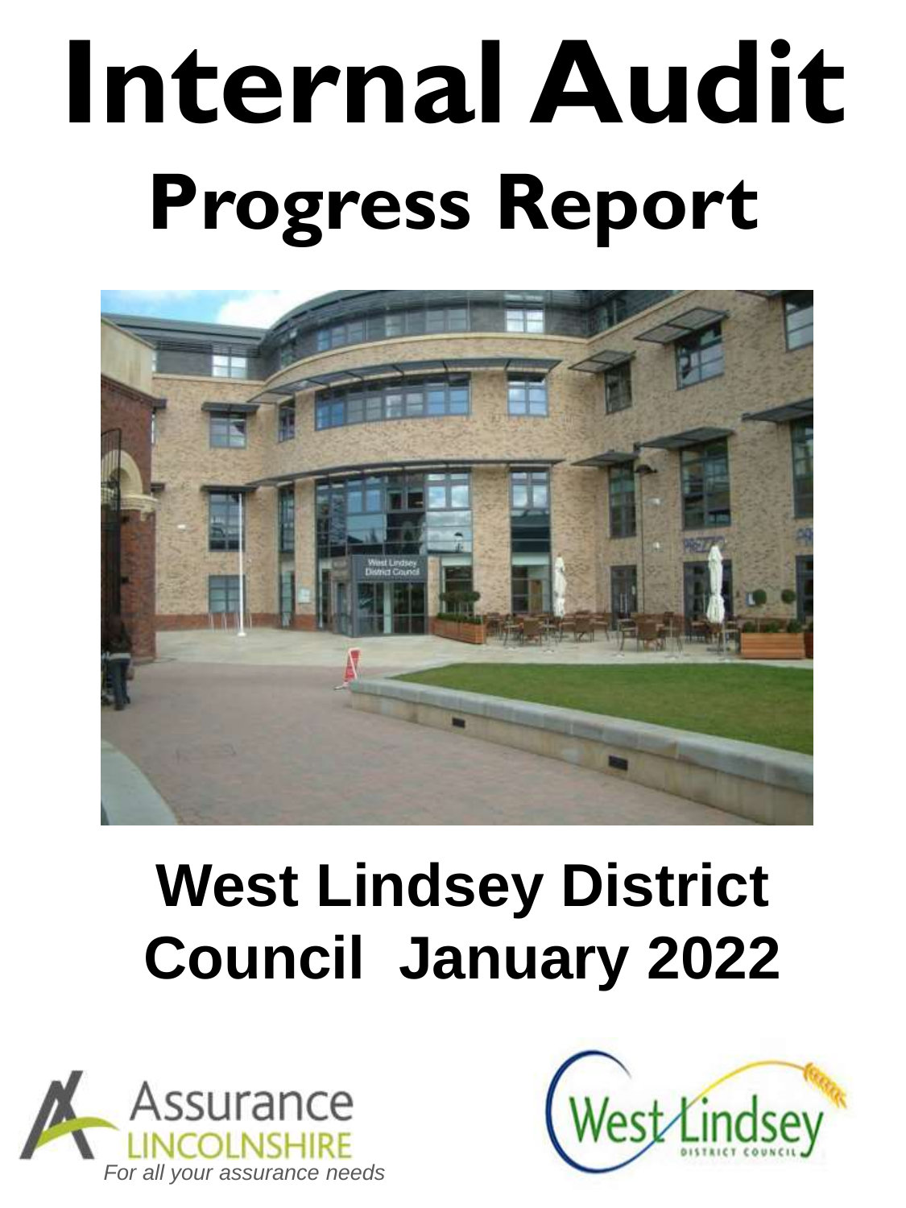# Internal Audit

## Progress Report

## West Lindsey District Council January 2022

Assurance LINCOLNSHIRE

*For all your assurance needs*

West Lindsey DISTRICT COUNCIL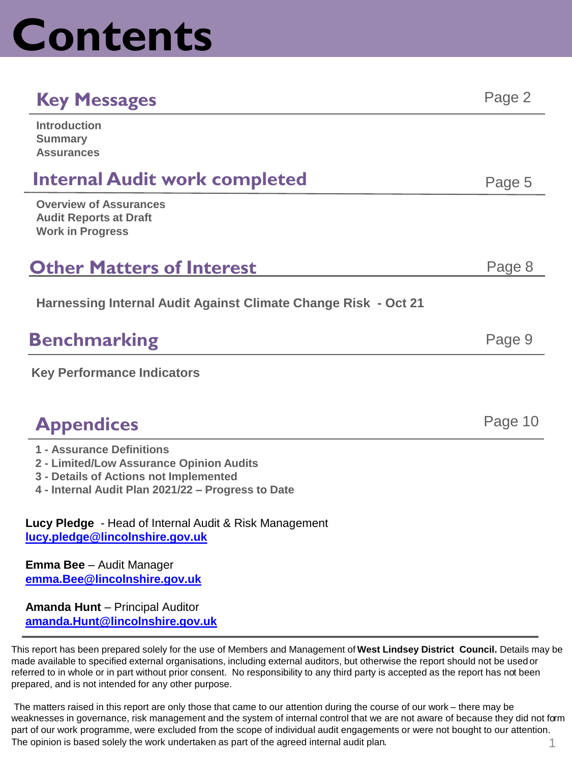# Contents

## Key Messages — Page 2

**Introduction**
**Summary**
**Assurances**

## Internal Audit work completed — Page 5

**Overview of Assurances**
**Audit Reports at Draft**
**Work in Progress**

## Other Matters of Interest — Page 8

**Harnessing Internal Audit Against Climate Change Risk - Oct 21**

## Benchmarking — Page 9

**Key Performance Indicators**

## Appendices — Page 10

**1 - Assurance Definitions**
**2 - Limited/Low Assurance Opinion Audits**
**3 - Details of Actions not Implemented**
**4 - Internal Audit Plan 2021/22 – Progress to Date**

**Lucy Pledge** - Head of Internal Audit & Risk Management
**lucy.pledge@lincolnshire.gov.uk**

**Emma Bee** – Audit Manager
**emma.Bee@lincolnshire.gov.uk**

**Amanda Hunt** – Principal Auditor
**amanda.Hunt@lincolnshire.gov.uk**

This report has been prepared solely for the use of Members and Management of **West Lindsey District Council.** Details may be made available to specified external organisations, including external auditors, but otherwise the report should not be used or referred to in whole or in part without prior consent. No responsibility to any third party is accepted as the report has not been prepared, and is not intended for any other purpose.

The matters raised in this report are only those that came to our attention during the course of our work – there may be weaknesses in governance, risk management and the system of internal control that we are not aware of because they did not form part of our work programme, were excluded from the scope of individual audit engagements or were not bought to our attention. The opinion is based solely the work undertaken as part of the agreed internal audit plan.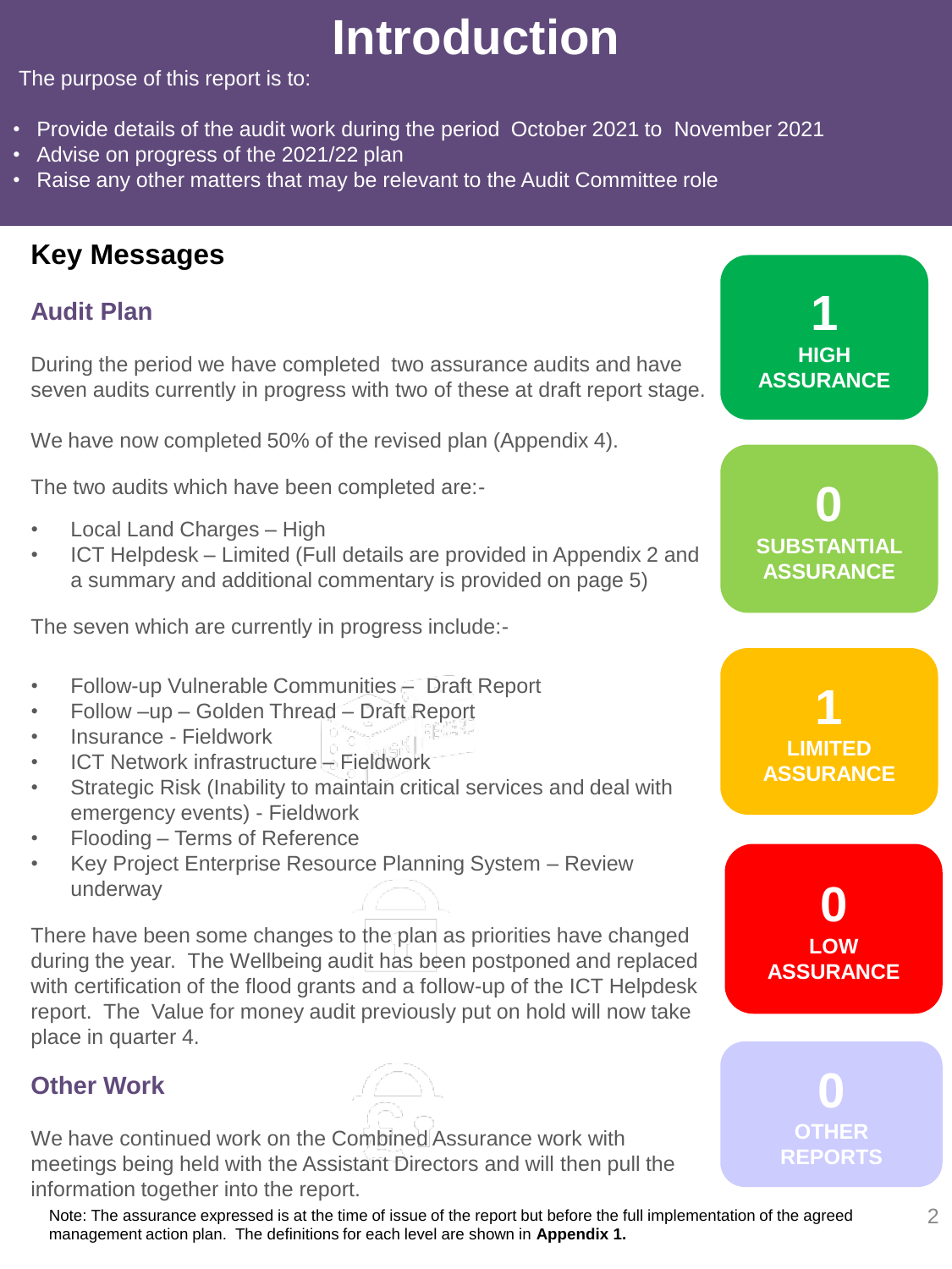# Introduction

The purpose of this report is to:

- Provide details of the audit work during the period October 2021 to November 2021
- Advise on progress of the 2021/22 plan
- Raise any other matters that may be relevant to the Audit Committee role

## Key Messages

### Audit Plan

During the period we have completed two assurance audits and have seven audits currently in progress with two of these at draft report stage.

We have now completed 50% of the revised plan (Appendix 4).

The two audits which have been completed are:-

- Local Land Charges – High
- ICT Helpdesk – Limited (Full details are provided in Appendix 2 and a summary and additional commentary is provided on page 5)

The seven which are currently in progress include:-

- Follow-up Vulnerable Communities – Draft Report
- Follow –up – Golden Thread – Draft Report
- Insurance - Fieldwork
- ICT Network infrastructure – Fieldwork
- Strategic Risk (Inability to maintain critical services and deal with emergency events) - Fieldwork
- Flooding – Terms of Reference
- Key Project Enterprise Resource Planning System – Review underway

There have been some changes to the plan as priorities have changed during the year. The Wellbeing audit has been postponed and replaced with certification of the flood grants and a follow-up of the ICT Helpdesk report. The Value for money audit previously put on hold will now take place in quarter 4.

### Other Work

We have continued work on the Combined Assurance work with meetings being held with the Assistant Directors and will then pull the information together into the report.

| Count | Assurance Level |
| --- | --- |
| 1 | HIGH ASSURANCE |
| 0 | SUBSTANTIAL ASSURANCE |
| 1 | LIMITED ASSURANCE |
| 0 | LOW ASSURANCE |
| 0 | OTHER REPORTS |

Note: The assurance expressed is at the time of issue of the report but before the full implementation of the agreed management action plan. The definitions for each level are shown in **Appendix 1.**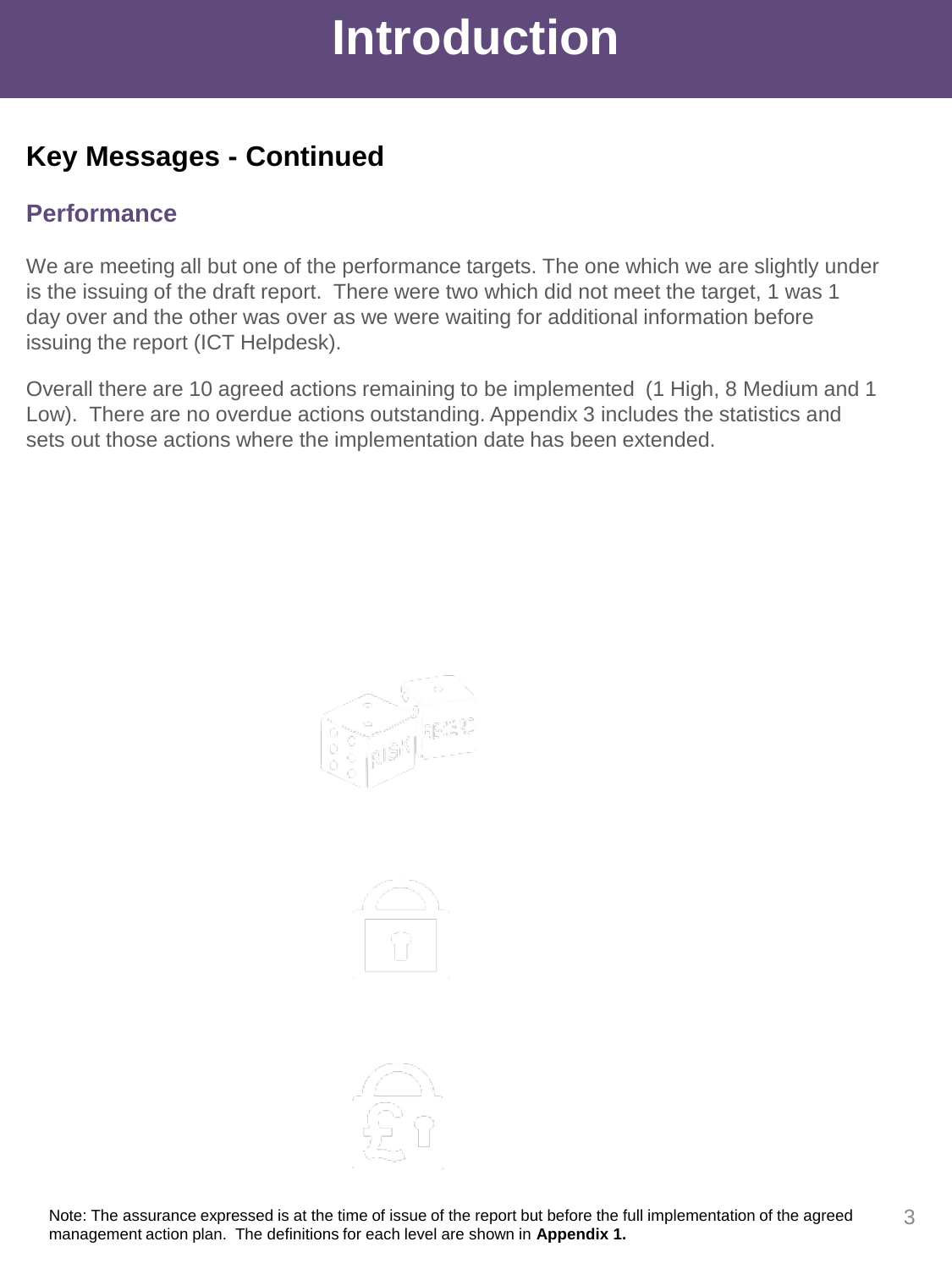# Introduction

## Key Messages - Continued

### Performance

We are meeting all but one of the performance targets. The one which we are slightly under is the issuing of the draft report. There were two which did not meet the target, 1 was 1 day over and the other was over as we were waiting for additional information before issuing the report (ICT Helpdesk).

Overall there are 10 agreed actions remaining to be implemented (1 High, 8 Medium and 1 Low). There are no overdue actions outstanding. Appendix 3 includes the statistics and sets out those actions where the implementation date has been extended.

Note: The assurance expressed is at the time of issue of the report but before the full implementation of the agreed management action plan. The definitions for each level are shown in **Appendix 1.**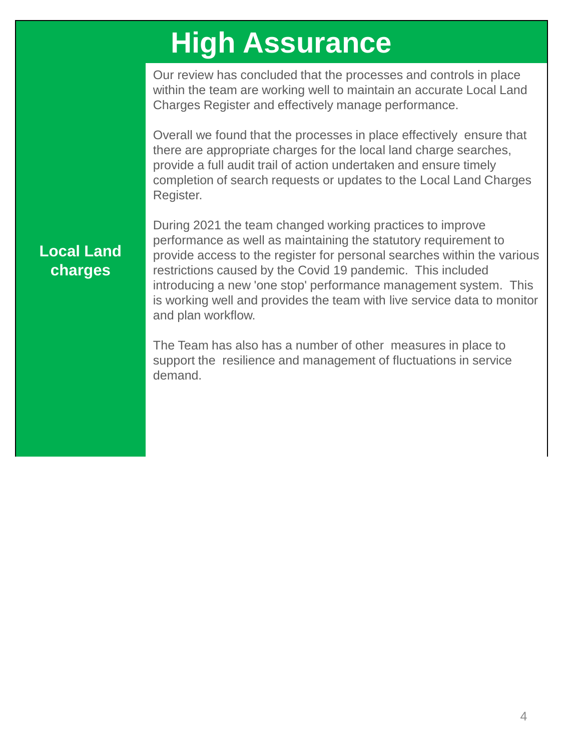# High Assurance

## Local Land charges

Our review has concluded that the processes and controls in place within the team are working well to maintain an accurate Local Land Charges Register and effectively manage performance.

Overall we found that the processes in place effectively ensure that there are appropriate charges for the local land charge searches, provide a full audit trail of action undertaken and ensure timely completion of search requests or updates to the Local Land Charges Register.

During 2021 the team changed working practices to improve performance as well as maintaining the statutory requirement to provide access to the register for personal searches within the various restrictions caused by the Covid 19 pandemic. This included introducing a new 'one stop' performance management system. This is working well and provides the team with live service data to monitor and plan workflow.

The Team has also has a number of other measures in place to support the resilience and management of fluctuations in service demand.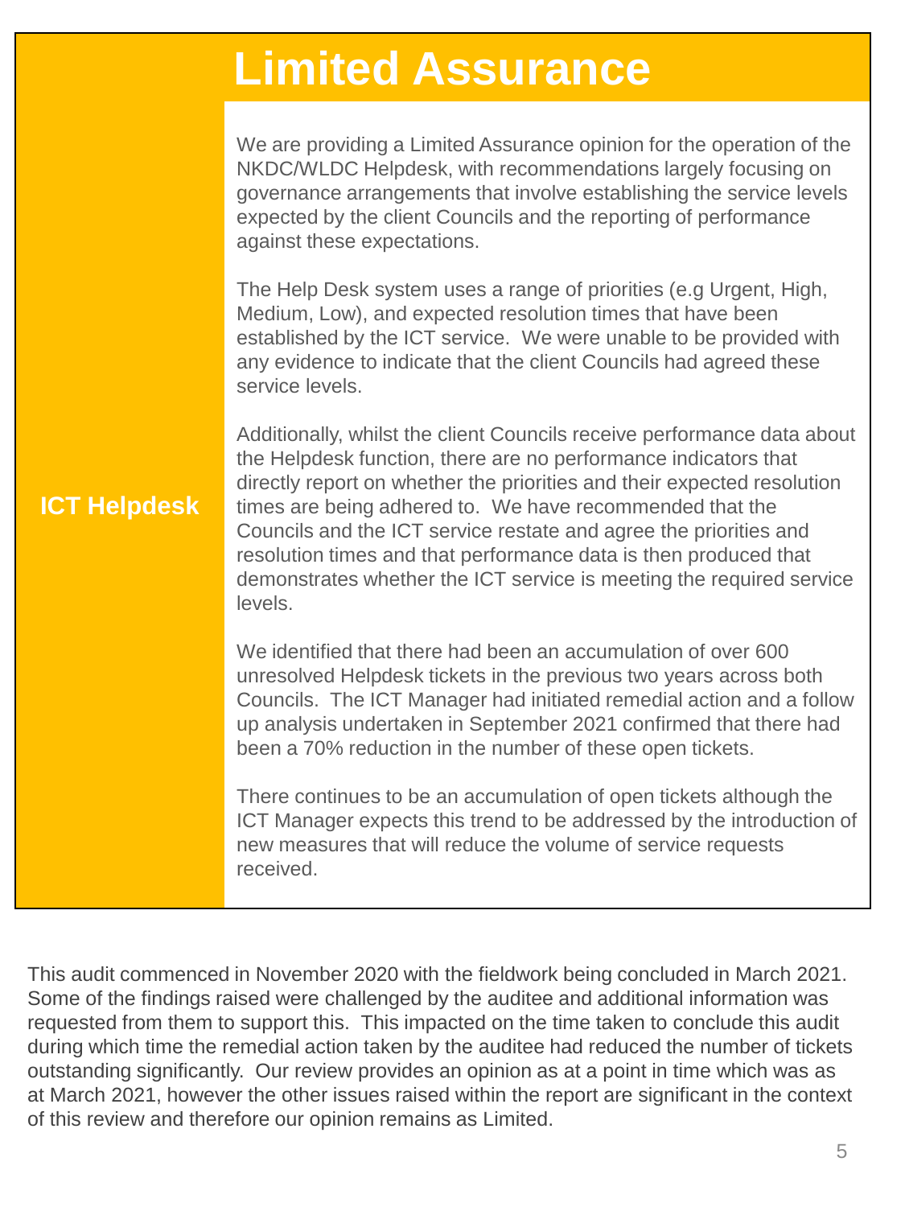# Limited Assurance

## ICT Helpdesk

We are providing a Limited Assurance opinion for the operation of the NKDC/WLDC Helpdesk, with recommendations largely focusing on governance arrangements that involve establishing the service levels expected by the client Councils and the reporting of performance against these expectations.

The Help Desk system uses a range of priorities (e.g Urgent, High, Medium, Low), and expected resolution times that have been established by the ICT service. We were unable to be provided with any evidence to indicate that the client Councils had agreed these service levels.

Additionally, whilst the client Councils receive performance data about the Helpdesk function, there are no performance indicators that directly report on whether the priorities and their expected resolution times are being adhered to. We have recommended that the Councils and the ICT service restate and agree the priorities and resolution times and that performance data is then produced that demonstrates whether the ICT service is meeting the required service levels.

We identified that there had been an accumulation of over 600 unresolved Helpdesk tickets in the previous two years across both Councils. The ICT Manager had initiated remedial action and a follow up analysis undertaken in September 2021 confirmed that there had been a 70% reduction in the number of these open tickets.

There continues to be an accumulation of open tickets although the ICT Manager expects this trend to be addressed by the introduction of new measures that will reduce the volume of service requests received.

This audit commenced in November 2020 with the fieldwork being concluded in March 2021. Some of the findings raised were challenged by the auditee and additional information was requested from them to support this. This impacted on the time taken to conclude this audit during which time the remedial action taken by the auditee had reduced the number of tickets outstanding significantly. Our review provides an opinion as at a point in time which was as at March 2021, however the other issues raised within the report are significant in the context of this review and therefore our opinion remains as Limited.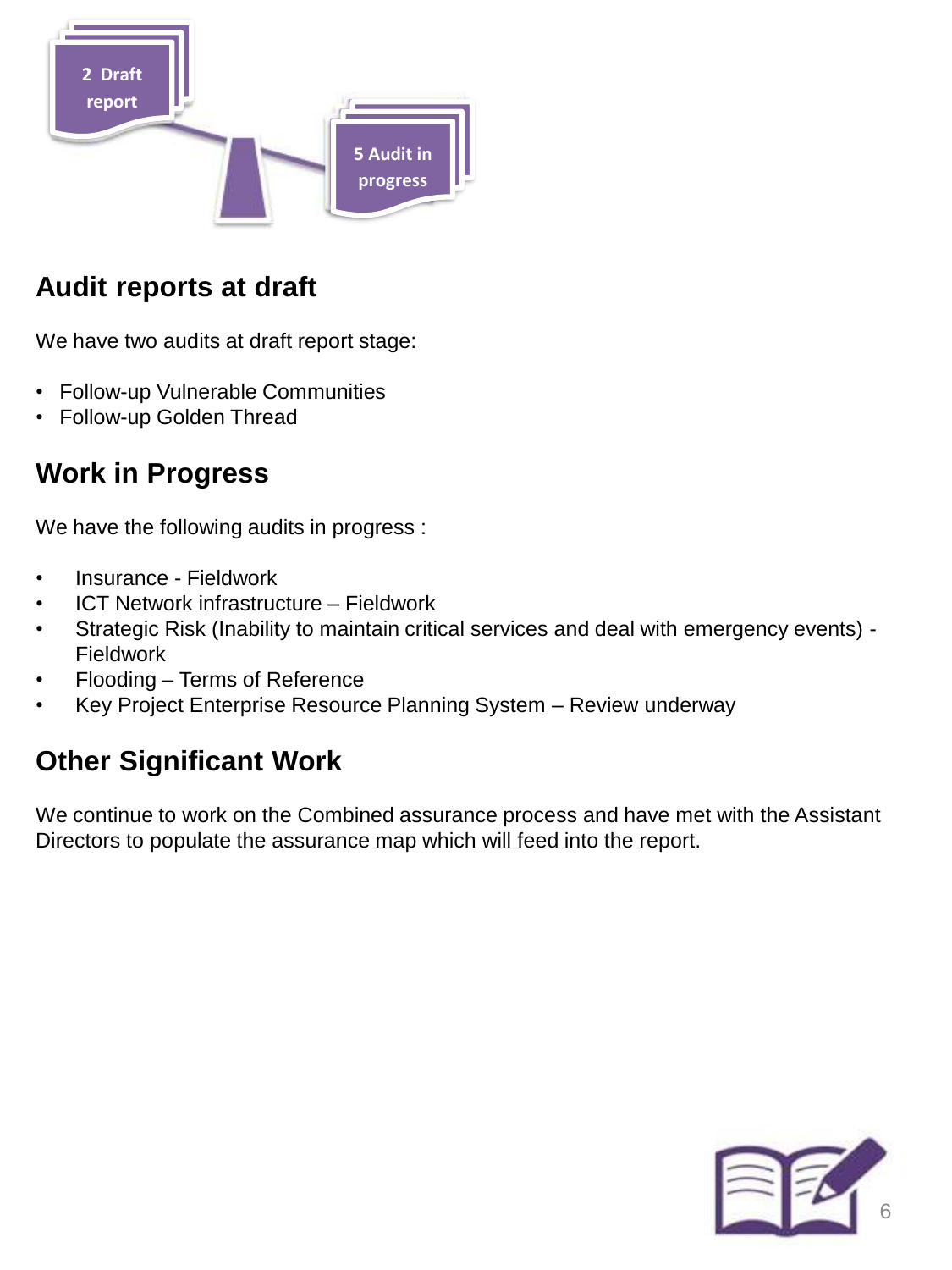2 Draft report

5 Audit in progress

## Audit reports at draft

We have two audits at draft report stage:

- Follow-up Vulnerable Communities
- Follow-up Golden Thread

## Work in Progress

We have the following audits in progress :

- Insurance - Fieldwork
- ICT Network infrastructure – Fieldwork
- Strategic Risk (Inability to maintain critical services and deal with emergency events) - Fieldwork
- Flooding – Terms of Reference
- Key Project Enterprise Resource Planning System – Review underway

## Other Significant Work

We continue to work on the Combined assurance process and have met with the Assistant Directors to populate the assurance map which will feed into the report.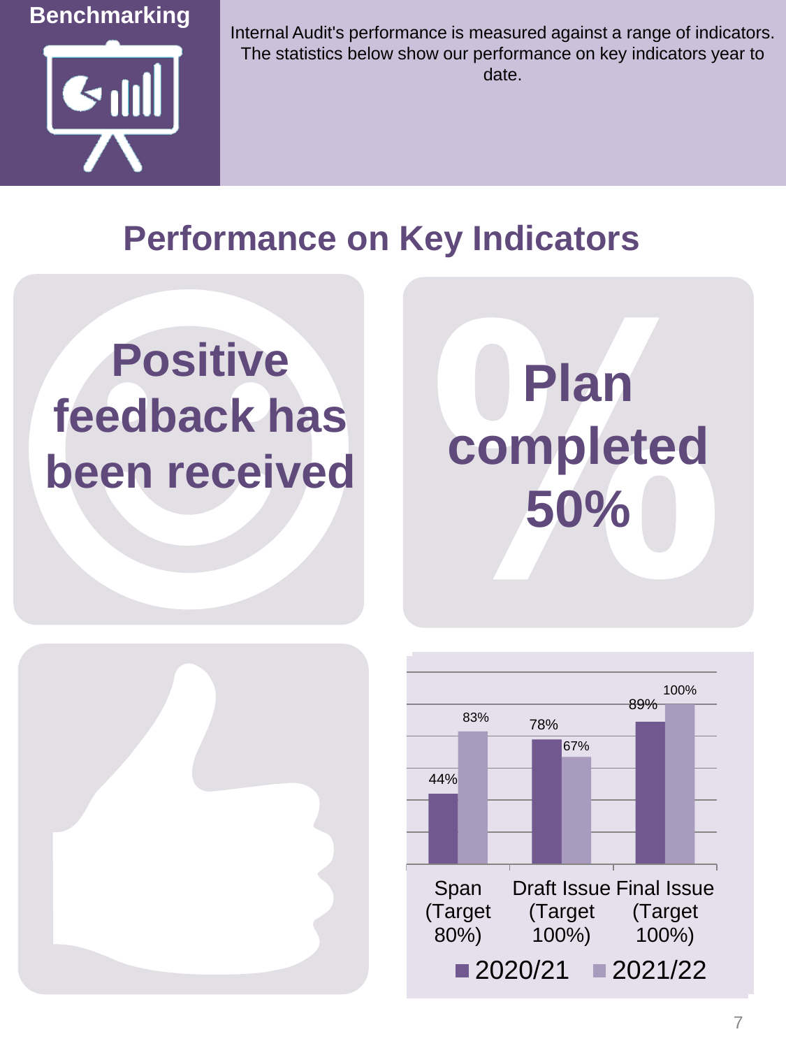## Benchmarking

Internal Audit's performance is measured against a range of indicators. The statistics below show our performance on key indicators year to date.

# Performance on Key Indicators

**Positive feedback has been received**

**Plan completed 50%**

| Indicator | 2020/21 | 2021/22 |
| --- | --- | --- |
| Span (Target 80%) | 44% | 83% |
| Draft Issue (Target 100%) | 78% | 67% |
| Final Issue (Target 100%) | 89% | 100% |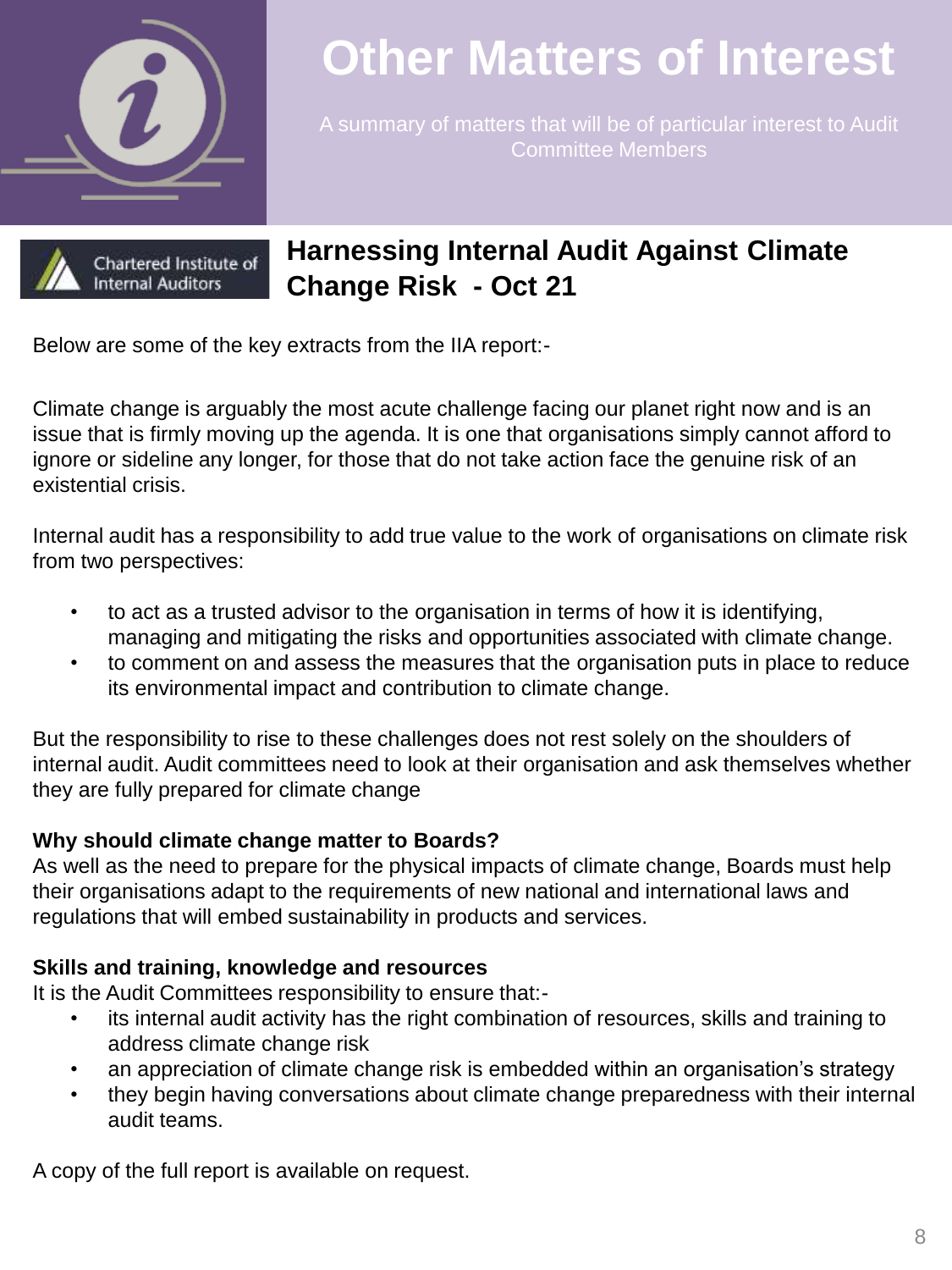# Other Matters of Interest

A summary of matters that will be of particular interest to Audit Committee Members

Chartered Institute of Internal Auditors

## Harnessing Internal Audit Against Climate Change Risk - Oct 21

Below are some of the key extracts from the IIA report:-

Climate change is arguably the most acute challenge facing our planet right now and is an issue that is firmly moving up the agenda. It is one that organisations simply cannot afford to ignore or sideline any longer, for those that do not take action face the genuine risk of an existential crisis.

Internal audit has a responsibility to add true value to the work of organisations on climate risk from two perspectives:

- to act as a trusted advisor to the organisation in terms of how it is identifying, managing and mitigating the risks and opportunities associated with climate change.
- to comment on and assess the measures that the organisation puts in place to reduce its environmental impact and contribution to climate change.

But the responsibility to rise to these challenges does not rest solely on the shoulders of internal audit. Audit committees need to look at their organisation and ask themselves whether they are fully prepared for climate change

**Why should climate change matter to Boards?**
As well as the need to prepare for the physical impacts of climate change, Boards must help their organisations adapt to the requirements of new national and international laws and regulations that will embed sustainability in products and services.

**Skills and training, knowledge and resources**
It is the Audit Committees responsibility to ensure that:-

- its internal audit activity has the right combination of resources, skills and training to address climate change risk
- an appreciation of climate change risk is embedded within an organisation's strategy
- they begin having conversations about climate change preparedness with their internal audit teams.

A copy of the full report is available on request.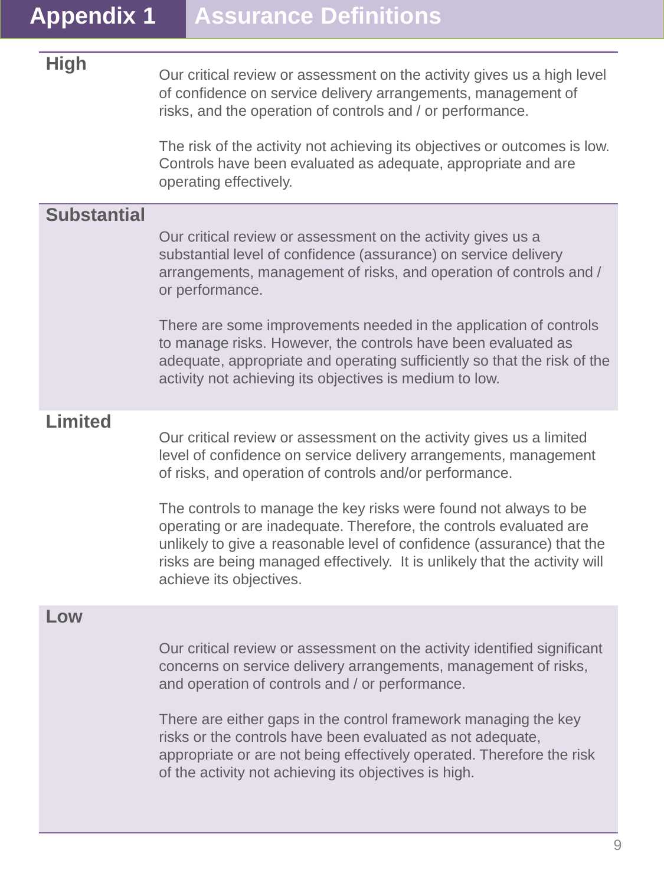# Appendix 1 Assurance Definitions

| | |
|---|---|
| **High** | Our critical review or assessment on the activity gives us a high level of confidence on service delivery arrangements, management of risks, and the operation of controls and / or performance.<br><br>The risk of the activity not achieving its objectives or outcomes is low. Controls have been evaluated as adequate, appropriate and are operating effectively. |
| **Substantial** | Our critical review or assessment on the activity gives us a substantial level of confidence (assurance) on service delivery arrangements, management of risks, and operation of controls and / or performance.<br><br>There are some improvements needed in the application of controls to manage risks. However, the controls have been evaluated as adequate, appropriate and operating sufficiently so that the risk of the activity not achieving its objectives is medium to low. |
| **Limited** | Our critical review or assessment on the activity gives us a limited level of confidence on service delivery arrangements, management of risks, and operation of controls and/or performance.<br><br>The controls to manage the key risks were found not always to be operating or are inadequate. Therefore, the controls evaluated are unlikely to give a reasonable level of confidence (assurance) that the risks are being managed effectively. It is unlikely that the activity will achieve its objectives. |
| **Low** | Our critical review or assessment on the activity identified significant concerns on service delivery arrangements, management of risks, and operation of controls and / or performance.<br><br>There are either gaps in the control framework managing the key risks or the controls have been evaluated as not adequate, appropriate or are not being effectively operated. Therefore the risk of the activity not achieving its objectives is high. |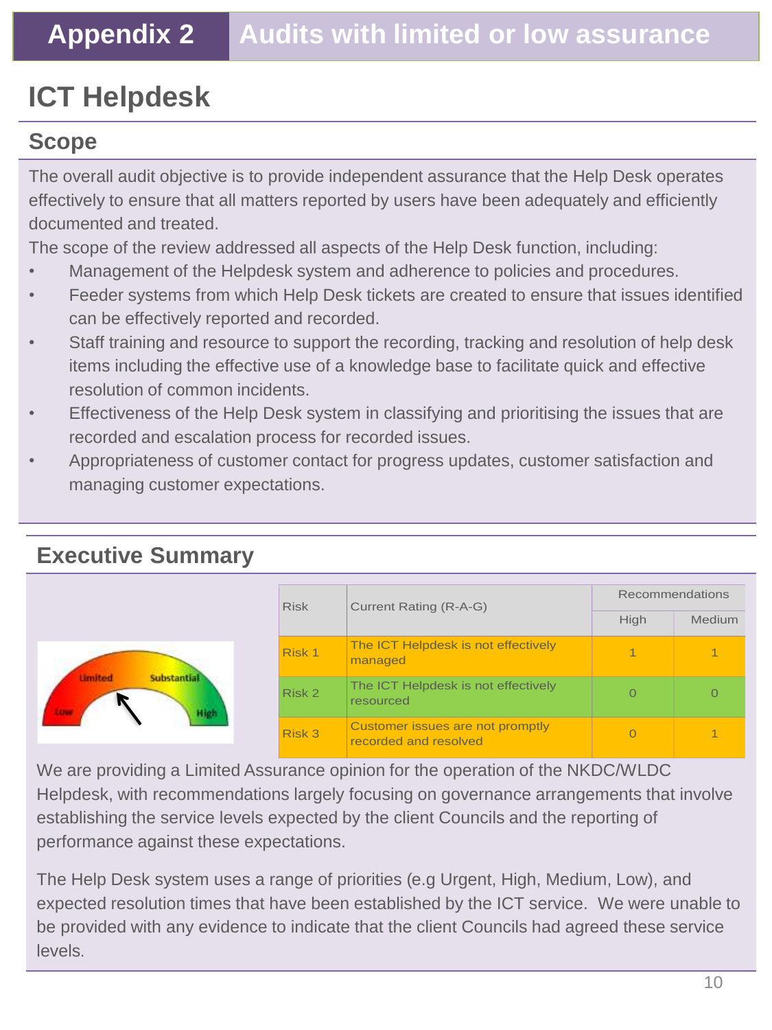# Appendix 2 Audits with limited or low assurance

## ICT Helpdesk

### Scope

The overall audit objective is to provide independent assurance that the Help Desk operates effectively to ensure that all matters reported by users have been adequately and efficiently documented and treated.

The scope of the review addressed all aspects of the Help Desk function, including:

- Management of the Helpdesk system and adherence to policies and procedures.
- Feeder systems from which Help Desk tickets are created to ensure that issues identified can be effectively reported and recorded.
- Staff training and resource to support the recording, tracking and resolution of help desk items including the effective use of a knowledge base to facilitate quick and effective resolution of common incidents.
- Effectiveness of the Help Desk system in classifying and prioritising the issues that are recorded and escalation process for recorded issues.
- Appropriateness of customer contact for progress updates, customer satisfaction and managing customer expectations.

### Executive Summary

| Risk | Current Rating (R-A-G) | Recommendations | |
|---|---|---|---|
| | | High | Medium |
| Risk 1 | The ICT Helpdesk is not effectively managed | 1 | 1 |
| Risk 2 | The ICT Helpdesk is not effectively resourced | 0 | 0 |
| Risk 3 | Customer issues are not promptly recorded and resolved | 0 | 1 |

We are providing a Limited Assurance opinion for the operation of the NKDC/WLDC Helpdesk, with recommendations largely focusing on governance arrangements that involve establishing the service levels expected by the client Councils and the reporting of performance against these expectations.

The Help Desk system uses a range of priorities (e.g Urgent, High, Medium, Low), and expected resolution times that have been established by the ICT service. We were unable to be provided with any evidence to indicate that the client Councils had agreed these service levels.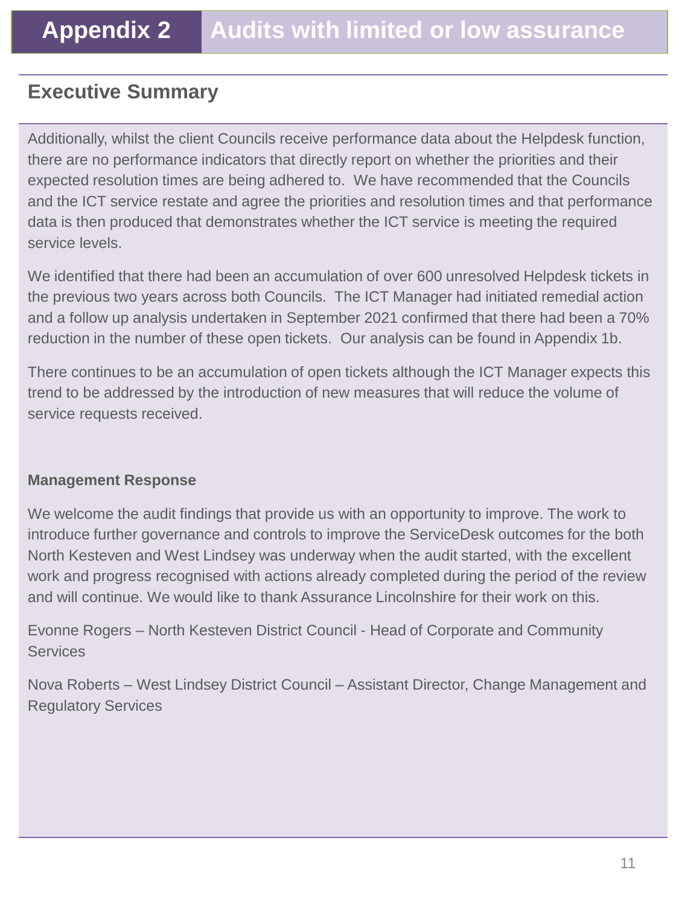# Appendix 2 Audits with limited or low assurance

## Executive Summary

Additionally, whilst the client Councils receive performance data about the Helpdesk function, there are no performance indicators that directly report on whether the priorities and their expected resolution times are being adhered to. We have recommended that the Councils and the ICT service restate and agree the priorities and resolution times and that performance data is then produced that demonstrates whether the ICT service is meeting the required service levels.

We identified that there had been an accumulation of over 600 unresolved Helpdesk tickets in the previous two years across both Councils. The ICT Manager had initiated remedial action and a follow up analysis undertaken in September 2021 confirmed that there had been a 70% reduction in the number of these open tickets. Our analysis can be found in Appendix 1b.

There continues to be an accumulation of open tickets although the ICT Manager expects this trend to be addressed by the introduction of new measures that will reduce the volume of service requests received.

**Management Response**

We welcome the audit findings that provide us with an opportunity to improve. The work to introduce further governance and controls to improve the ServiceDesk outcomes for the both North Kesteven and West Lindsey was underway when the audit started, with the excellent work and progress recognised with actions already completed during the period of the review and will continue. We would like to thank Assurance Lincolnshire for their work on this.

Evonne Rogers – North Kesteven District Council - Head of Corporate and Community Services

Nova Roberts – West Lindsey District Council – Assistant Director, Change Management and Regulatory Services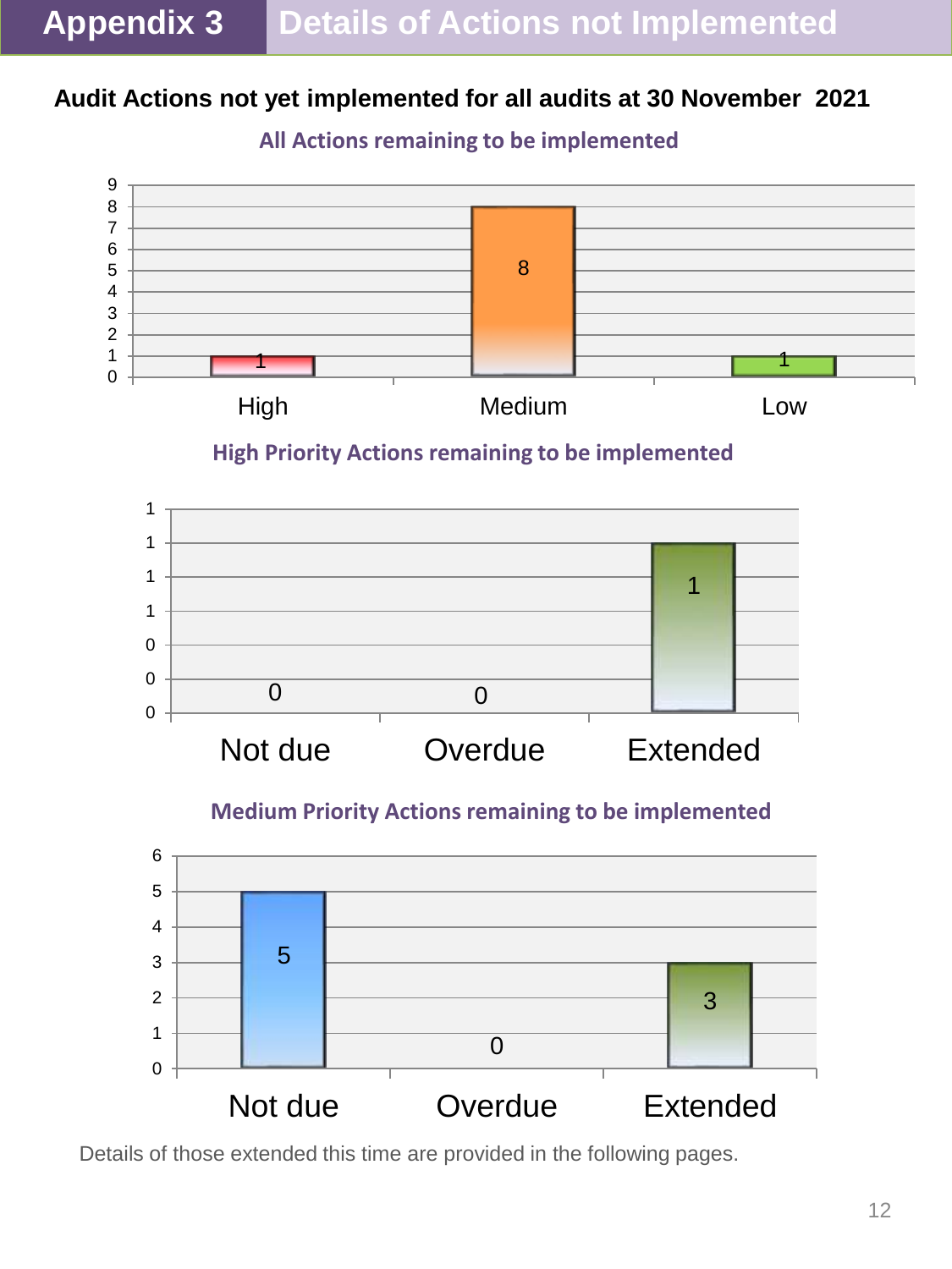# Appendix 3 Details of Actions not Implemented

**Audit Actions not yet implemented for all audits at 30 November 2021**

### All Actions remaining to be implemented

| Priority | Number |
| --- | --- |
| High | 1 |
| Medium | 8 |
| Low | 1 |

### High Priority Actions remaining to be implemented

| Status | Number |
| --- | --- |
| Not due | 0 |
| Overdue | 0 |
| Extended | 1 |

### Medium Priority Actions remaining to be implemented

| Status | Number |
| --- | --- |
| Not due | 5 |
| Overdue | 0 |
| Extended | 3 |

Details of those extended this time are provided in the following pages.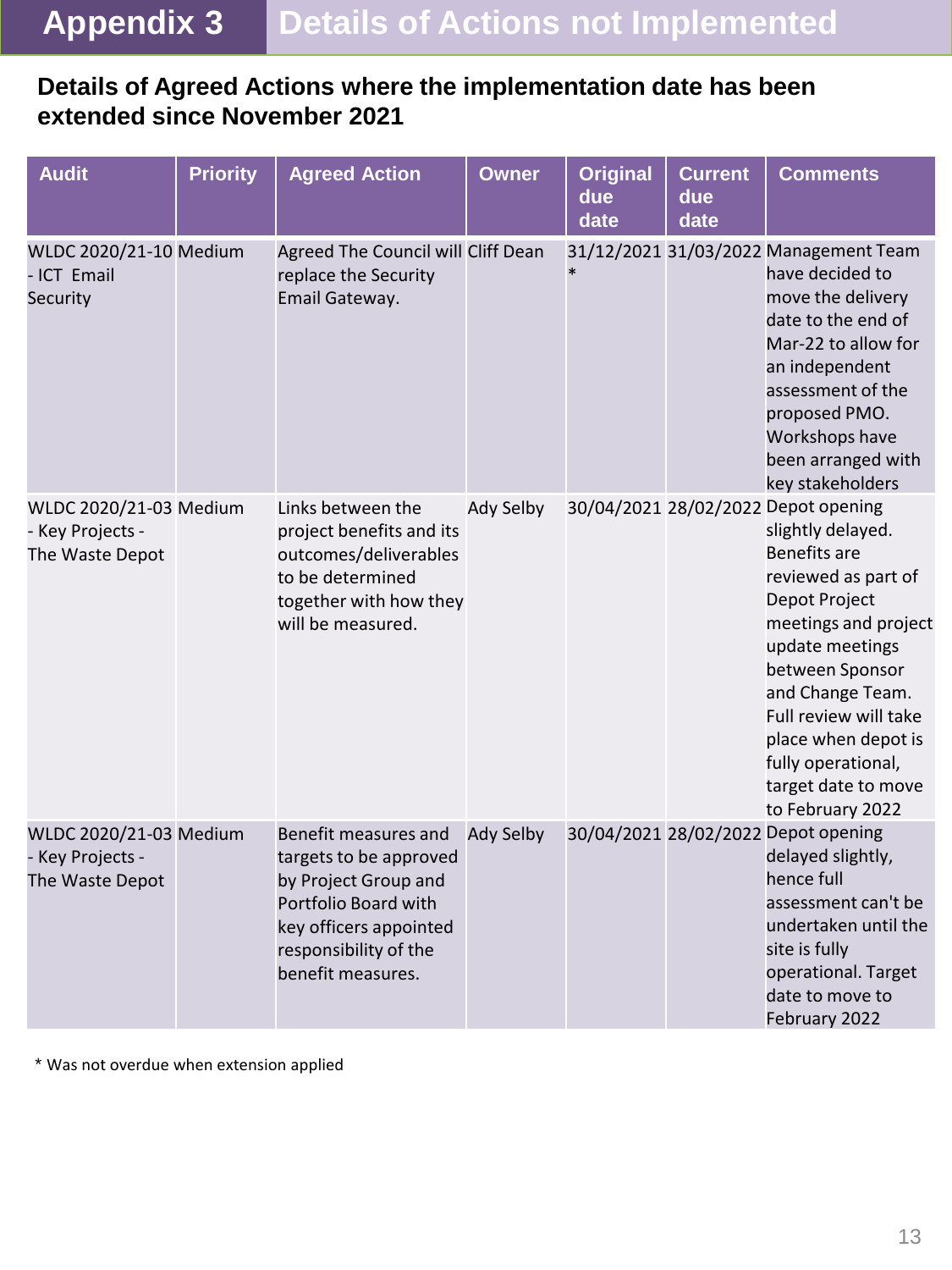# Appendix 3 Details of Actions not Implemented

## Details of Agreed Actions where the implementation date has been extended since November 2021

| Audit | Priority | Agreed Action | Owner | Original due date | Current due date | Comments |
|---|---|---|---|---|---|---|
| WLDC 2020/21-10 - ICT Email Security | Medium | Agreed The Council will replace the Security Email Gateway. | Cliff Dean | 31/12/2021 * | 31/03/2022 | Management Team have decided to move the delivery date to the end of Mar-22 to allow for an independent assessment of the proposed PMO. Workshops have been arranged with key stakeholders |
| WLDC 2020/21-03 - Key Projects - The Waste Depot | Medium | Links between the project benefits and its outcomes/deliverables to be determined together with how they will be measured. | Ady Selby | 30/04/2021 | 28/02/2022 | Depot opening slightly delayed. Benefits are reviewed as part of Depot Project meetings and project update meetings between Sponsor and Change Team. Full review will take place when depot is fully operational, target date to move to February 2022 |
| WLDC 2020/21-03 - Key Projects - The Waste Depot | Medium | Benefit measures and targets to be approved by Project Group and Portfolio Board with key officers appointed responsibility of the benefit measures. | Ady Selby | 30/04/2021 | 28/02/2022 | Depot opening delayed slightly, hence full assessment can't be undertaken until the site is fully operational. Target date to move to February 2022 |

* Was not overdue when extension applied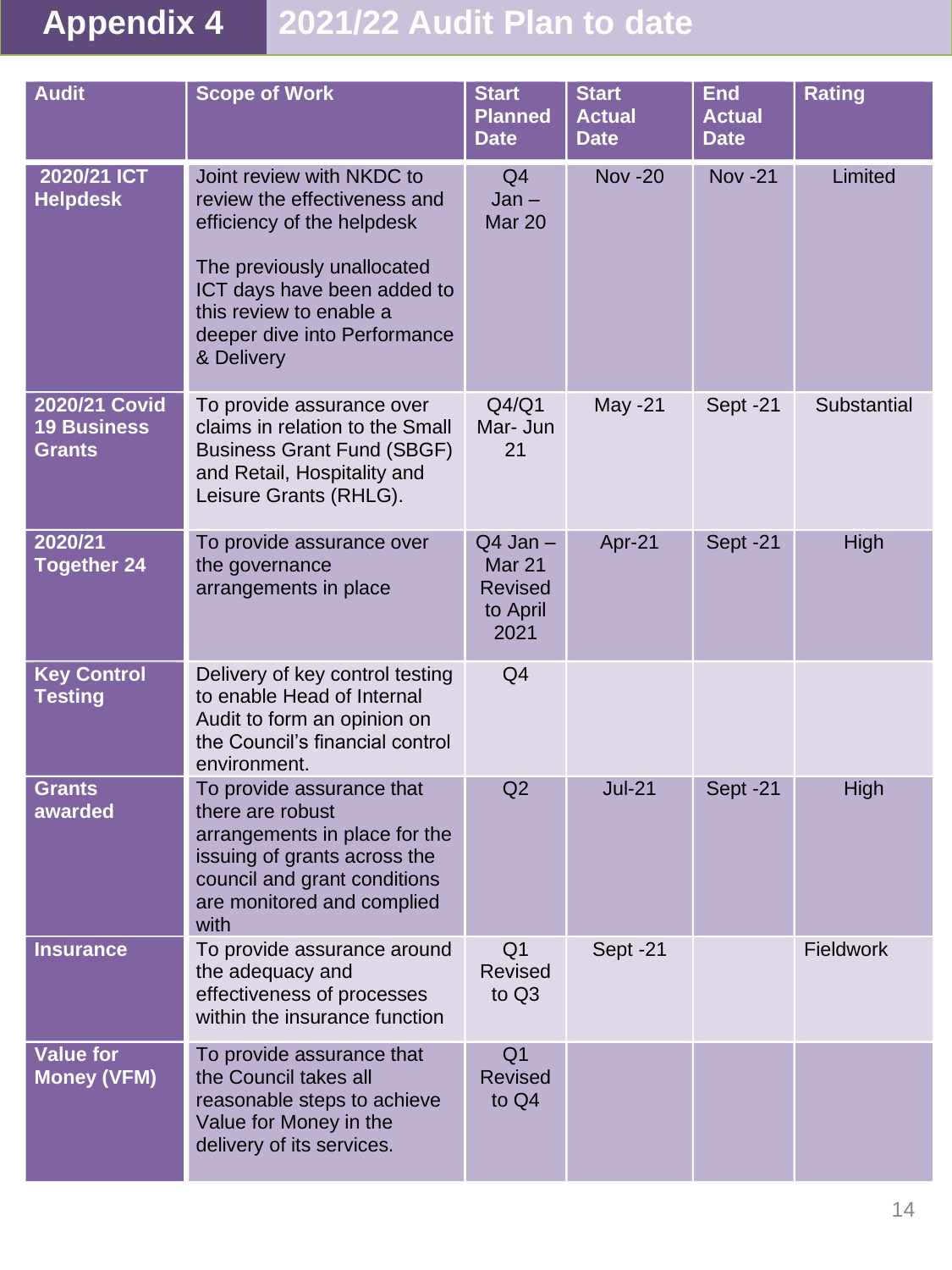# Appendix 4 — 2021/22 Audit Plan to date

| Audit | Scope of Work | Start Planned Date | Start Actual Date | End Actual Date | Rating |
|---|---|---|---|---|---|
| **2020/21 ICT Helpdesk** | Joint review with NKDC to review the effectiveness and efficiency of the helpdesk<br><br>The previously unallocated ICT days have been added to this review to enable a deeper dive into Performance & Delivery | Q4 Jan – Mar 20 | Nov -20 | Nov -21 | Limited |
| **2020/21 Covid 19 Business Grants** | To provide assurance over claims in relation to the Small Business Grant Fund (SBGF) and Retail, Hospitality and Leisure Grants (RHLG). | Q4/Q1 Mar- Jun 21 | May -21 | Sept -21 | Substantial |
| **2020/21 Together 24** | To provide assurance over the governance arrangements in place | Q4 Jan – Mar 21 Revised to April 2021 | Apr-21 | Sept -21 | High |
| **Key Control Testing** | Delivery of key control testing to enable Head of Internal Audit to form an opinion on the Council's financial control environment. | Q4 | | | |
| **Grants awarded** | To provide assurance that there are robust arrangements in place for the issuing of grants across the council and grant conditions are monitored and complied with | Q2 | Jul-21 | Sept -21 | High |
| **Insurance** | To provide assurance around the adequacy and effectiveness of processes within the insurance function | Q1 Revised to Q3 | Sept -21 | | Fieldwork |
| **Value for Money (VFM)** | To provide assurance that the Council takes all reasonable steps to achieve Value for Money in the delivery of its services. | Q1 Revised to Q4 | | | |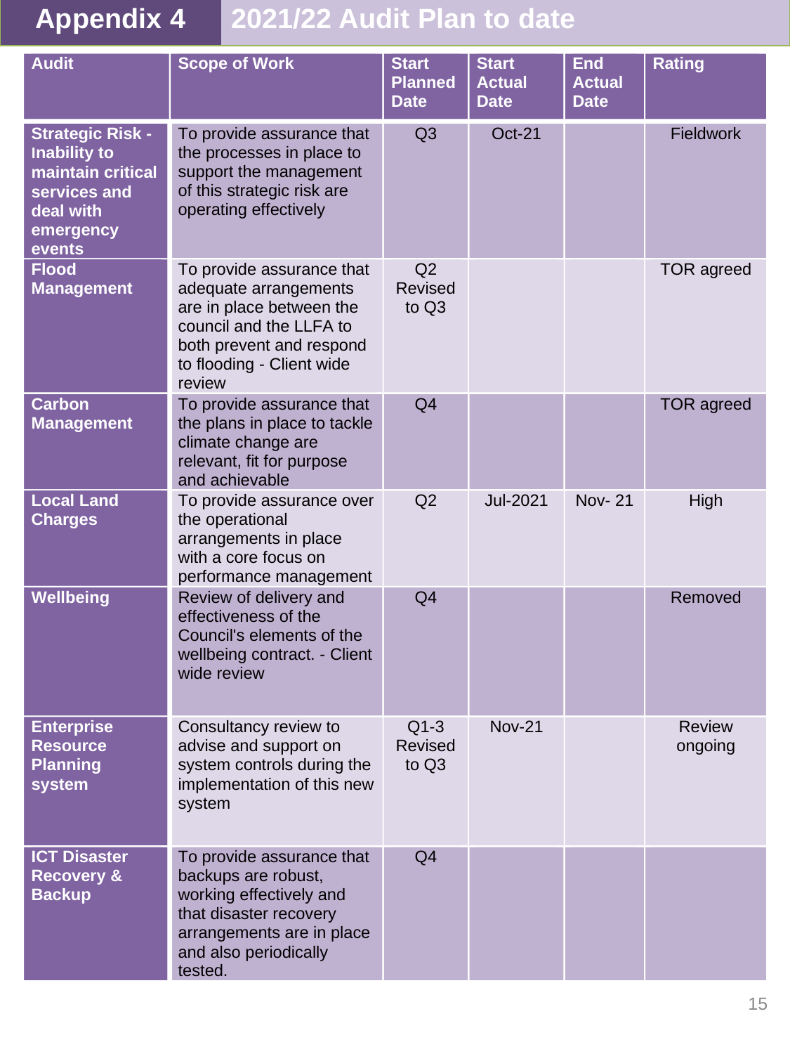# Appendix 4 2021/22 Audit Plan to date

| Audit | Scope of Work | Start Planned Date | Start Actual Date | End Actual Date | Rating |
|---|---|---|---|---|---|
| **Strategic Risk - Inability to maintain critical services and deal with emergency events** | To provide assurance that the processes in place to support the management of this strategic risk are operating effectively | Q3 | Oct-21 | | Fieldwork |
| **Flood Management** | To provide assurance that adequate arrangements are in place between the council and the LLFA to both prevent and respond to flooding - Client wide review | Q2 Revised to Q3 | | | TOR agreed |
| **Carbon Management** | To provide assurance that the plans in place to tackle climate change are relevant, fit for purpose and achievable | Q4 | | | TOR agreed |
| **Local Land Charges** | To provide assurance over the operational arrangements in place with a core focus on performance management | Q2 | Jul-2021 | Nov- 21 | High |
| **Wellbeing** | Review of delivery and effectiveness of the Council's elements of the wellbeing contract. - Client wide review | Q4 | | | Removed |
| **Enterprise Resource Planning system** | Consultancy review to advise and support on system controls during the implementation of this new system | Q1-3 Revised to Q3 | Nov-21 | | Review ongoing |
| **ICT Disaster Recovery & Backup** | To provide assurance that backups are robust, working effectively and that disaster recovery arrangements are in place and also periodically tested. | Q4 | | | |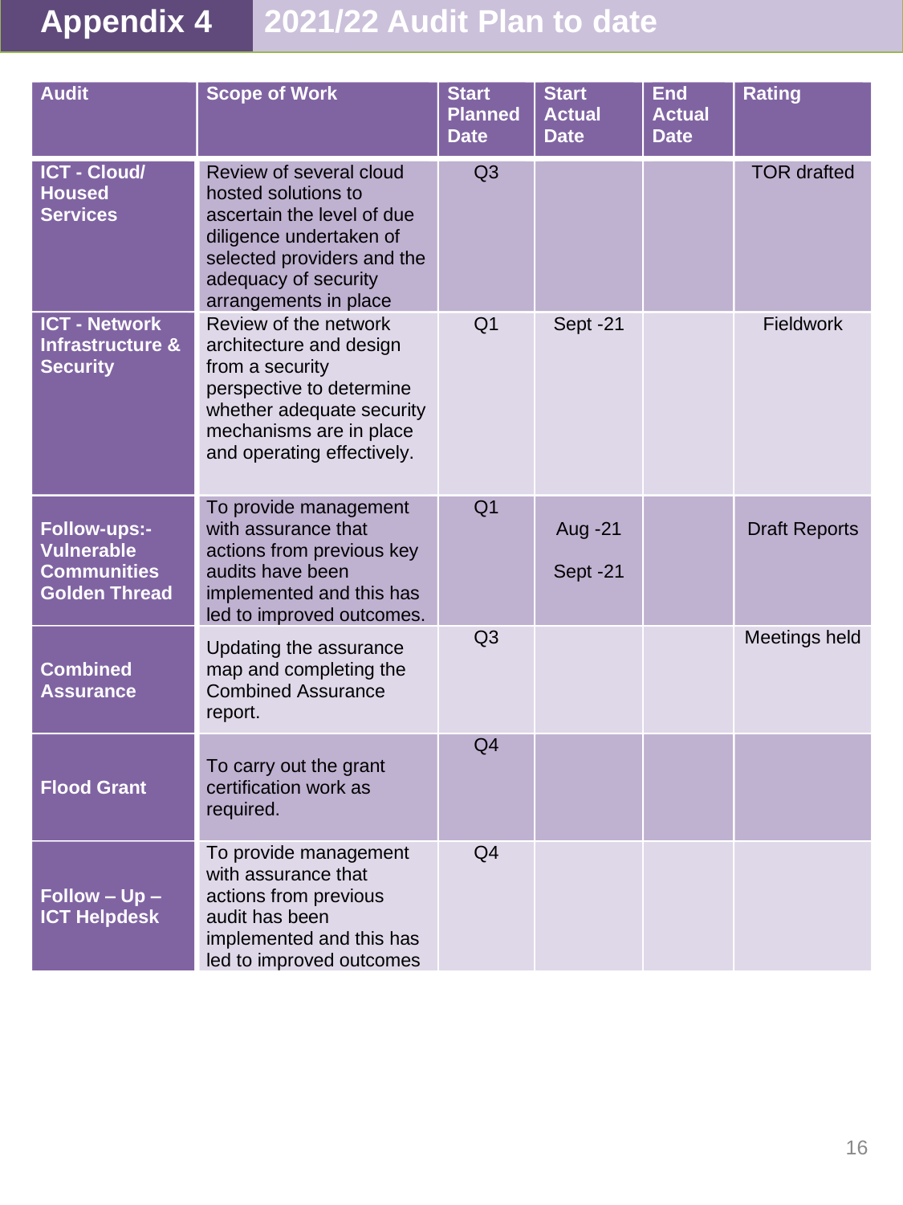# Appendix 4 2021/22 Audit Plan to date

| Audit | Scope of Work | Start Planned Date | Start Actual Date | End Actual Date | Rating |
|---|---|---|---|---|---|
| **ICT - Cloud/ Housed Services** | Review of several cloud hosted solutions to ascertain the level of due diligence undertaken of selected providers and the adequacy of security arrangements in place | Q3 | | | TOR drafted |
| **ICT - Network Infrastructure & Security** | Review of the network architecture and design from a security perspective to determine whether adequate security mechanisms are in place and operating effectively. | Q1 | Sept -21 | | Fieldwork |
| **Follow-ups:- Vulnerable Communities Golden Thread** | To provide management with assurance that actions from previous key audits have been implemented and this has led to improved outcomes. | Q1 | Aug -21<br>Sept -21 | | Draft Reports |
| **Combined Assurance** | Updating the assurance map and completing the Combined Assurance report. | Q3 | | | Meetings held |
| **Flood Grant** | To carry out the grant certification work as required. | Q4 | | | |
| **Follow – Up – ICT Helpdesk** | To provide management with assurance that actions from previous audit has been implemented and this has led to improved outcomes | Q4 | | | |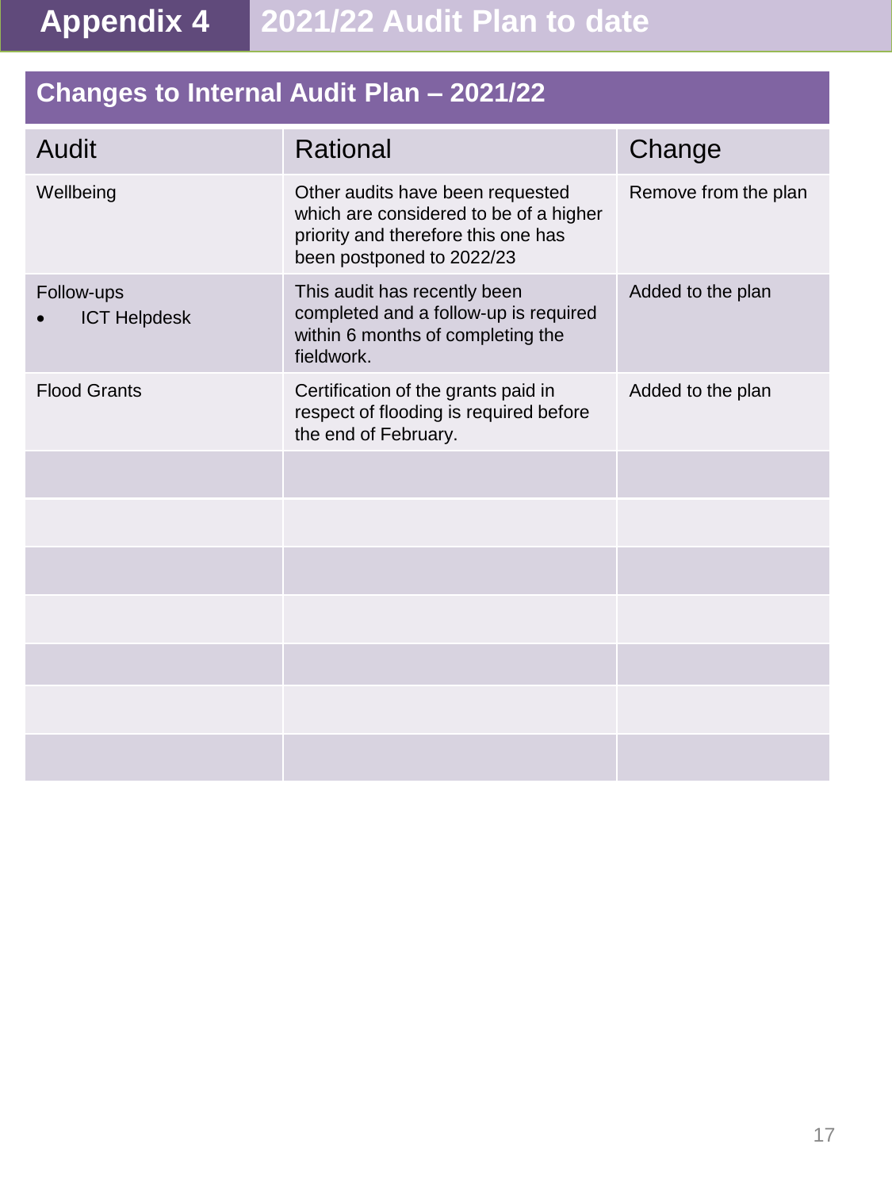# Appendix 4 2021/22 Audit Plan to date

## Changes to Internal Audit Plan – 2021/22

| Audit | Rational | Change |
|---|---|---|
| Wellbeing | Other audits have been requested which are considered to be of a higher priority and therefore this one has been postponed to 2022/23 | Remove from the plan |
| Follow-ups<br>• ICT Helpdesk | This audit has recently been completed and a follow-up is required within 6 months of completing the fieldwork. | Added to the plan |
| Flood Grants | Certification of the grants paid in respect of flooding is required before the end of February. | Added to the plan |
| | | |
| | | |
| | | |
| | | |
| | | |
| | | |
| | | |